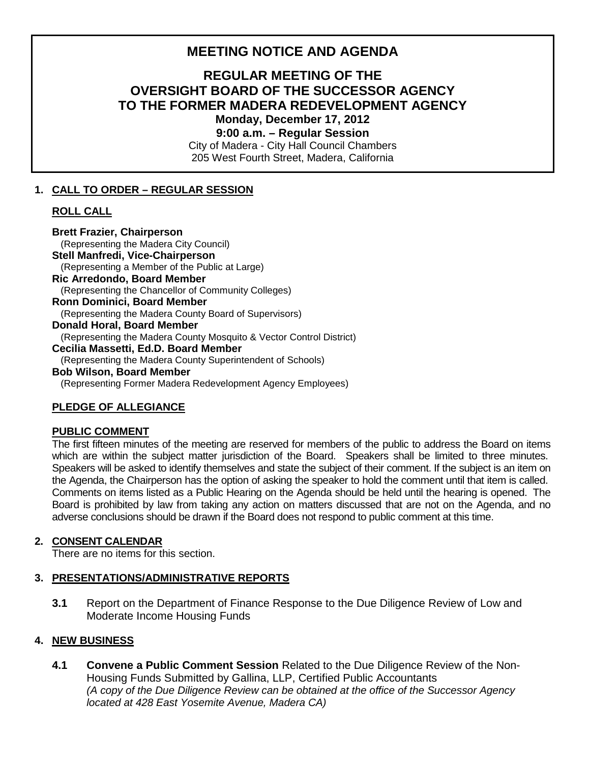# MEETING NOTICE AND AGENDA

## REGULAR MEETING OF THE OVERSIGHT BOARD OF THE SUCCESSOR AGENCY TO THE FORMER MADERA REDEVELOPMENT AGENCY

**Monday, December 17, 2012**

**9:00 a.m. – Regular Session**

City of Madera - City Hall Council Chambers
205 West Fourth Street, Madera, California

## 1. CALL TO ORDER – REGULAR SESSION

### ROLL CALL

**Brett Frazier, Chairperson**
(Representing the Madera City Council)
**Stell Manfredi, Vice-Chairperson**
(Representing a Member of the Public at Large)
**Ric Arredondo, Board Member**
(Representing the Chancellor of Community Colleges)
**Ronn Dominici, Board Member**
(Representing the Madera County Board of Supervisors)
**Donald Horal, Board Member**
(Representing the Madera County Mosquito & Vector Control District)
**Cecilia Massetti, Ed.D. Board Member**
(Representing the Madera County Superintendent of Schools)
**Bob Wilson, Board Member**
(Representing Former Madera Redevelopment Agency Employees)

### PLEDGE OF ALLEGIANCE

### PUBLIC COMMENT

The first fifteen minutes of the meeting are reserved for members of the public to address the Board on items which are within the subject matter jurisdiction of the Board. Speakers shall be limited to three minutes. Speakers will be asked to identify themselves and state the subject of their comment. If the subject is an item on the Agenda, the Chairperson has the option of asking the speaker to hold the comment until that item is called. Comments on items listed as a Public Hearing on the Agenda should be held until the hearing is opened. The Board is prohibited by law from taking any action on matters discussed that are not on the Agenda, and no adverse conclusions should be drawn if the Board does not respond to public comment at this time.

## 2. CONSENT CALENDAR

There are no items for this section.

## 3. PRESENTATIONS/ADMINISTRATIVE REPORTS

**3.1** Report on the Department of Finance Response to the Due Diligence Review of Low and Moderate Income Housing Funds

## 4. NEW BUSINESS

**4.1** **Convene a Public Comment Session** Related to the Due Diligence Review of the Non-Housing Funds Submitted by Gallina, LLP, Certified Public Accountants
*(A copy of the Due Diligence Review can be obtained at the office of the Successor Agency located at 428 East Yosemite Avenue, Madera CA)*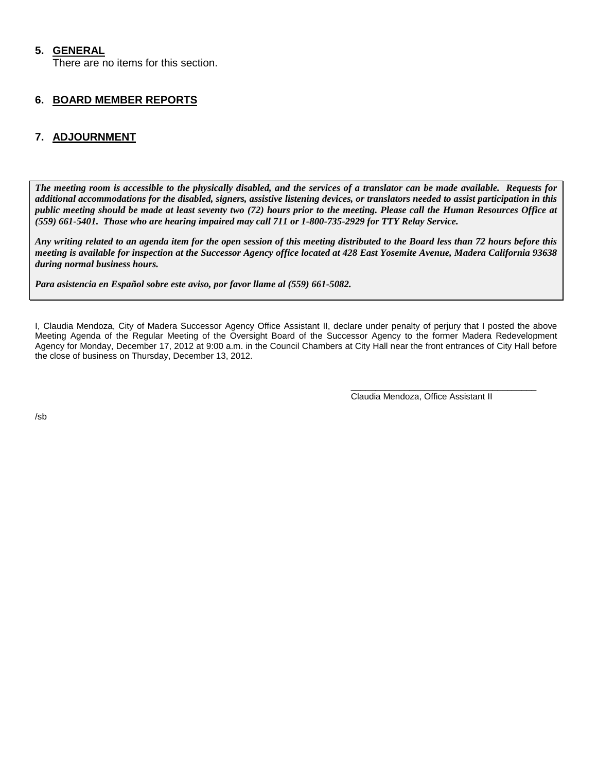5. **GENERAL**

   There are no items for this section.

6. **BOARD MEMBER REPORTS**

7. **ADJOURNMENT**

***The meeting room is accessible to the physically disabled, and the services of a translator can be made available. Requests for additional accommodations for the disabled, signers, assistive listening devices, or translators needed to assist participation in this public meeting should be made at least seventy two (72) hours prior to the meeting. Please call the Human Resources Office at (559) 661-5401. Those who are hearing impaired may call 711 or 1-800-735-2929 for TTY Relay Service.***

***Any writing related to an agenda item for the open session of this meeting distributed to the Board less than 72 hours before this meeting is available for inspection at the Successor Agency office located at 428 East Yosemite Avenue, Madera California 93638 during normal business hours.***

***Para asistencia en Español sobre este aviso, por favor llame al (559) 661-5082.***

I, Claudia Mendoza, City of Madera Successor Agency Office Assistant II, declare under penalty of perjury that I posted the above Meeting Agenda of the Regular Meeting of the Oversight Board of the Successor Agency to the former Madera Redevelopment Agency for Monday, December 17, 2012 at 9:00 a.m. in the Council Chambers at City Hall near the front entrances of City Hall before the close of business on Thursday, December 13, 2012.

_______________________________________

Claudia Mendoza, Office Assistant II

/sb